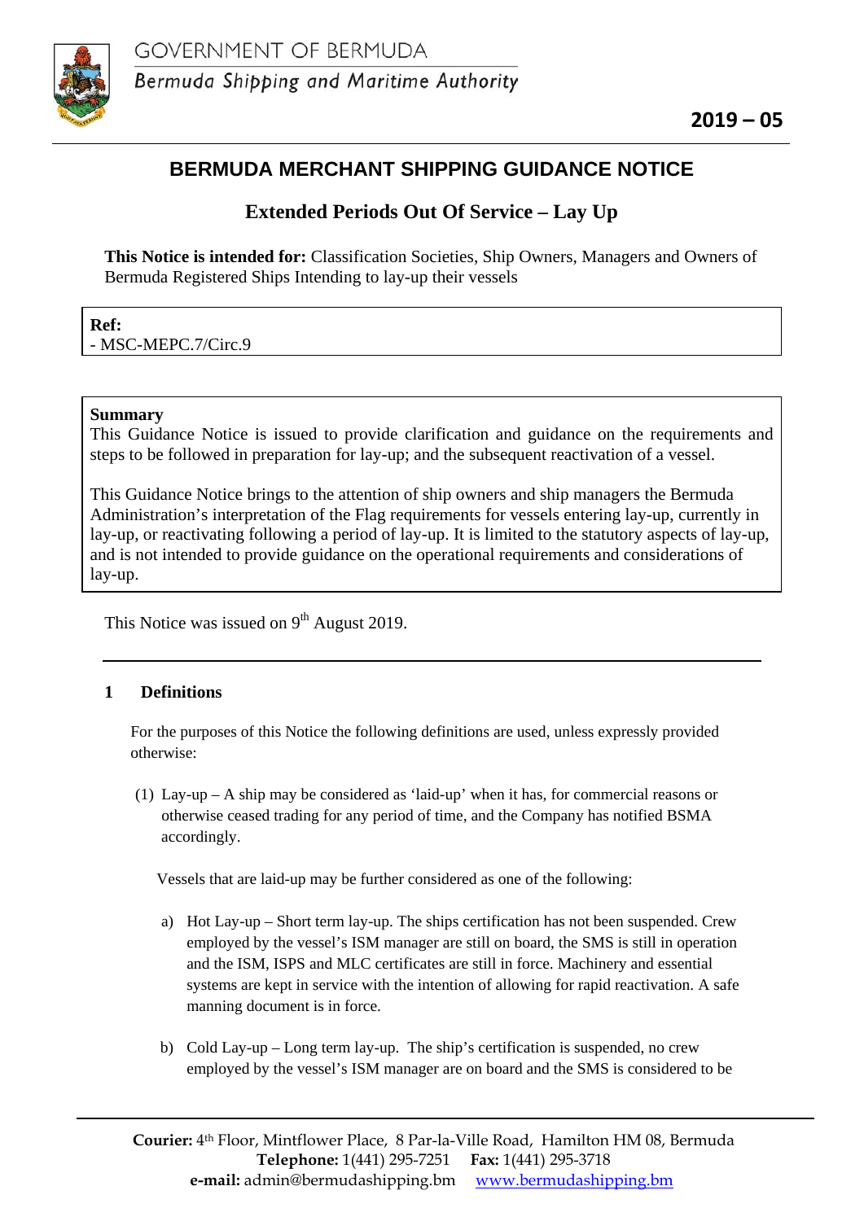GOVERNMENT OF BERMUDA

*Bermuda Shipping and Maritime Authority*

**2019 – 05**

# BERMUDA MERCHANT SHIPPING GUIDANCE NOTICE

## Extended Periods Out Of Service – Lay Up

**This Notice is intended for:** Classification Societies, Ship Owners, Managers and Owners of Bermuda Registered Ships Intending to lay-up their vessels

**Ref:**
- MSC-MEPC.7/Circ.9

**Summary**

This Guidance Notice is issued to provide clarification and guidance on the requirements and steps to be followed in preparation for lay-up; and the subsequent reactivation of a vessel.

This Guidance Notice brings to the attention of ship owners and ship managers the Bermuda Administration's interpretation of the Flag requirements for vessels entering lay-up, currently in lay-up, or reactivating following a period of lay-up. It is limited to the statutory aspects of lay-up, and is not intended to provide guidance on the operational requirements and considerations of lay-up.

This Notice was issued on 9th August 2019.

---

### 1 Definitions

For the purposes of this Notice the following definitions are used, unless expressly provided otherwise:

(1) Lay-up – A ship may be considered as 'laid-up' when it has, for commercial reasons or otherwise ceased trading for any period of time, and the Company has notified BSMA accordingly.

Vessels that are laid-up may be further considered as one of the following:

a) Hot Lay-up – Short term lay-up. The ships certification has not been suspended. Crew employed by the vessel's ISM manager are still on board, the SMS is still in operation and the ISM, ISPS and MLC certificates are still in force. Machinery and essential systems are kept in service with the intention of allowing for rapid reactivation. A safe manning document is in force.

b) Cold Lay-up – Long term lay-up. The ship's certification is suspended, no crew employed by the vessel's ISM manager are on board and the SMS is considered to be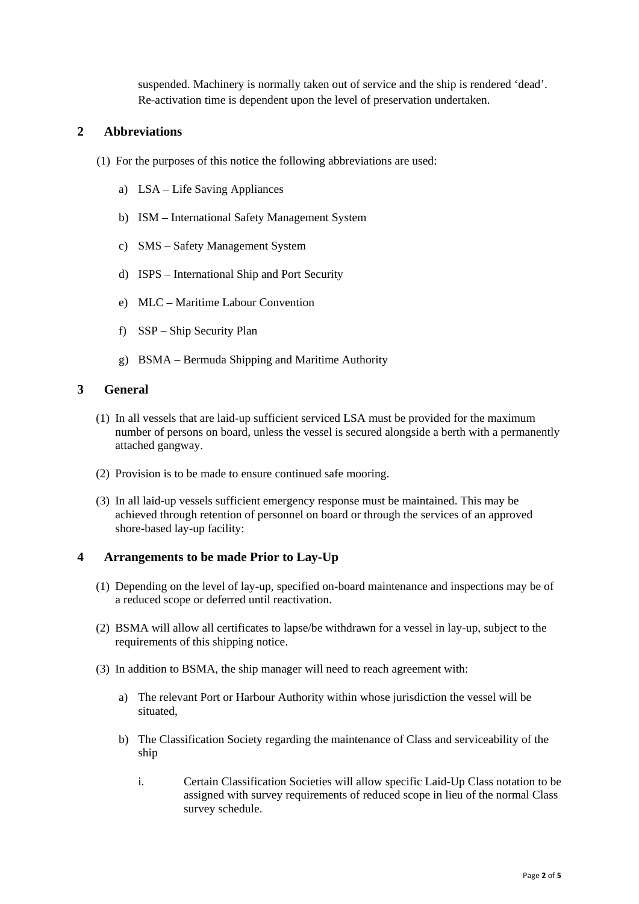suspended. Machinery is normally taken out of service and the ship is rendered ‘dead’. Re-activation time is dependent upon the level of preservation undertaken.

## 2 Abbreviations

(1) For the purposes of this notice the following abbreviations are used:

a) LSA – Life Saving Appliances

b) ISM – International Safety Management System

c) SMS – Safety Management System

d) ISPS – International Ship and Port Security

e) MLC – Maritime Labour Convention

f) SSP – Ship Security Plan

g) BSMA – Bermuda Shipping and Maritime Authority

## 3 General

(1) In all vessels that are laid-up sufficient serviced LSA must be provided for the maximum number of persons on board, unless the vessel is secured alongside a berth with a permanently attached gangway.

(2) Provision is to be made to ensure continued safe mooring.

(3) In all laid-up vessels sufficient emergency response must be maintained. This may be achieved through retention of personnel on board or through the services of an approved shore-based lay-up facility:

## 4 Arrangements to be made Prior to Lay-Up

(1) Depending on the level of lay-up, specified on-board maintenance and inspections may be of a reduced scope or deferred until reactivation.

(2) BSMA will allow all certificates to lapse/be withdrawn for a vessel in lay-up, subject to the requirements of this shipping notice.

(3) In addition to BSMA, the ship manager will need to reach agreement with:

a) The relevant Port or Harbour Authority within whose jurisdiction the vessel will be situated,

b) The Classification Society regarding the maintenance of Class and serviceability of the ship

i. Certain Classification Societies will allow specific Laid-Up Class notation to be assigned with survey requirements of reduced scope in lieu of the normal Class survey schedule.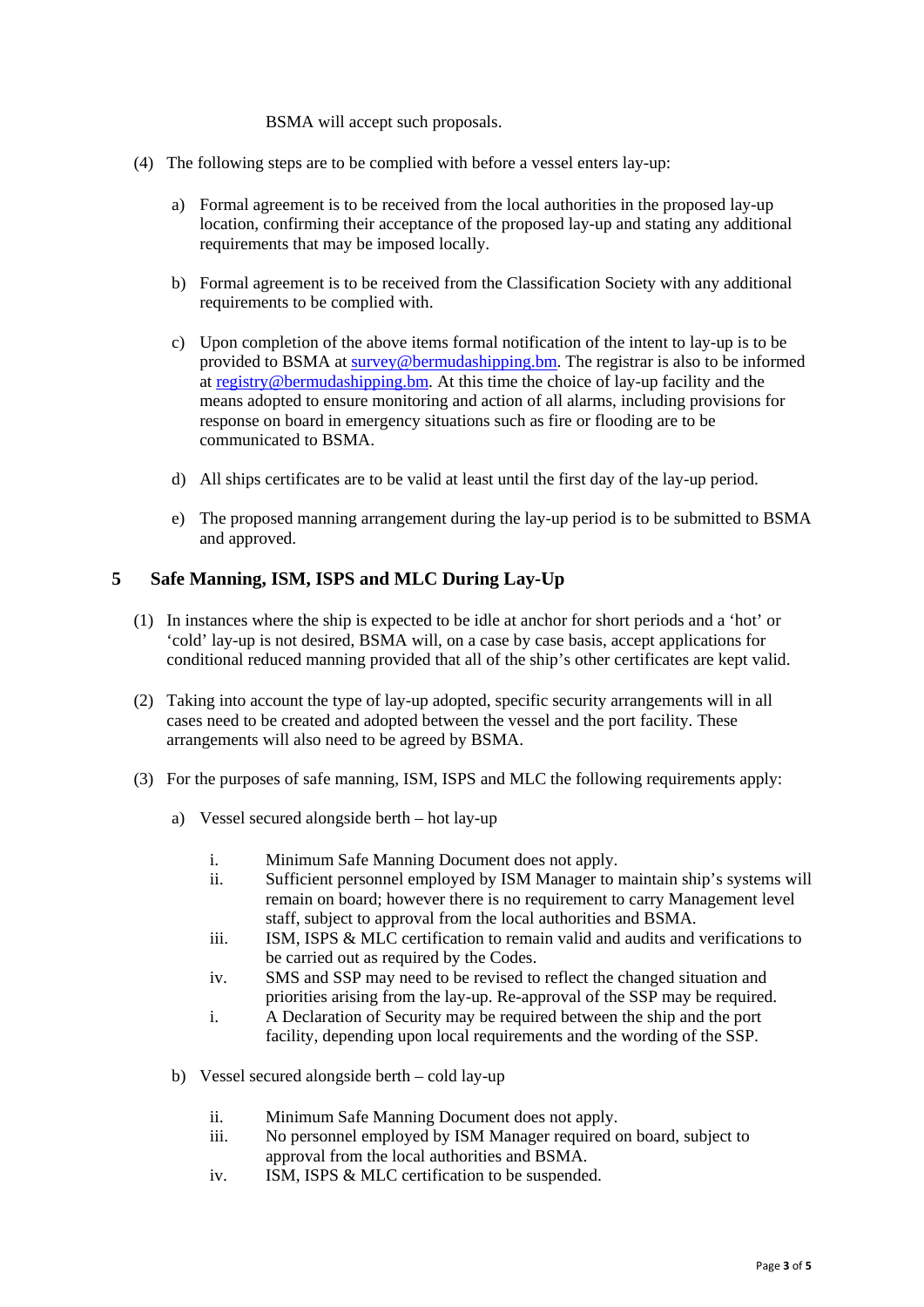BSMA will accept such proposals.

(4) The following steps are to be complied with before a vessel enters lay-up:

a) Formal agreement is to be received from the local authorities in the proposed lay-up location, confirming their acceptance of the proposed lay-up and stating any additional requirements that may be imposed locally.

b) Formal agreement is to be received from the Classification Society with any additional requirements to be complied with.

c) Upon completion of the above items formal notification of the intent to lay-up is to be provided to BSMA at survey@bermudashipping.bm. The registrar is also to be informed at registry@bermudashipping.bm. At this time the choice of lay-up facility and the means adopted to ensure monitoring and action of all alarms, including provisions for response on board in emergency situations such as fire or flooding are to be communicated to BSMA.

d) All ships certificates are to be valid at least until the first day of the lay-up period.

e) The proposed manning arrangement during the lay-up period is to be submitted to BSMA and approved.

## 5 Safe Manning, ISM, ISPS and MLC During Lay-Up

(1) In instances where the ship is expected to be idle at anchor for short periods and a 'hot' or 'cold' lay-up is not desired, BSMA will, on a case by case basis, accept applications for conditional reduced manning provided that all of the ship's other certificates are kept valid.

(2) Taking into account the type of lay-up adopted, specific security arrangements will in all cases need to be created and adopted between the vessel and the port facility. These arrangements will also need to be agreed by BSMA.

(3) For the purposes of safe manning, ISM, ISPS and MLC the following requirements apply:

a) Vessel secured alongside berth – hot lay-up

i. Minimum Safe Manning Document does not apply.
ii. Sufficient personnel employed by ISM Manager to maintain ship's systems will remain on board; however there is no requirement to carry Management level staff, subject to approval from the local authorities and BSMA.
iii. ISM, ISPS & MLC certification to remain valid and audits and verifications to be carried out as required by the Codes.
iv. SMS and SSP may need to be revised to reflect the changed situation and priorities arising from the lay-up. Re-approval of the SSP may be required.
i. A Declaration of Security may be required between the ship and the port facility, depending upon local requirements and the wording of the SSP.

b) Vessel secured alongside berth – cold lay-up

ii. Minimum Safe Manning Document does not apply.
iii. No personnel employed by ISM Manager required on board, subject to approval from the local authorities and BSMA.
iv. ISM, ISPS & MLC certification to be suspended.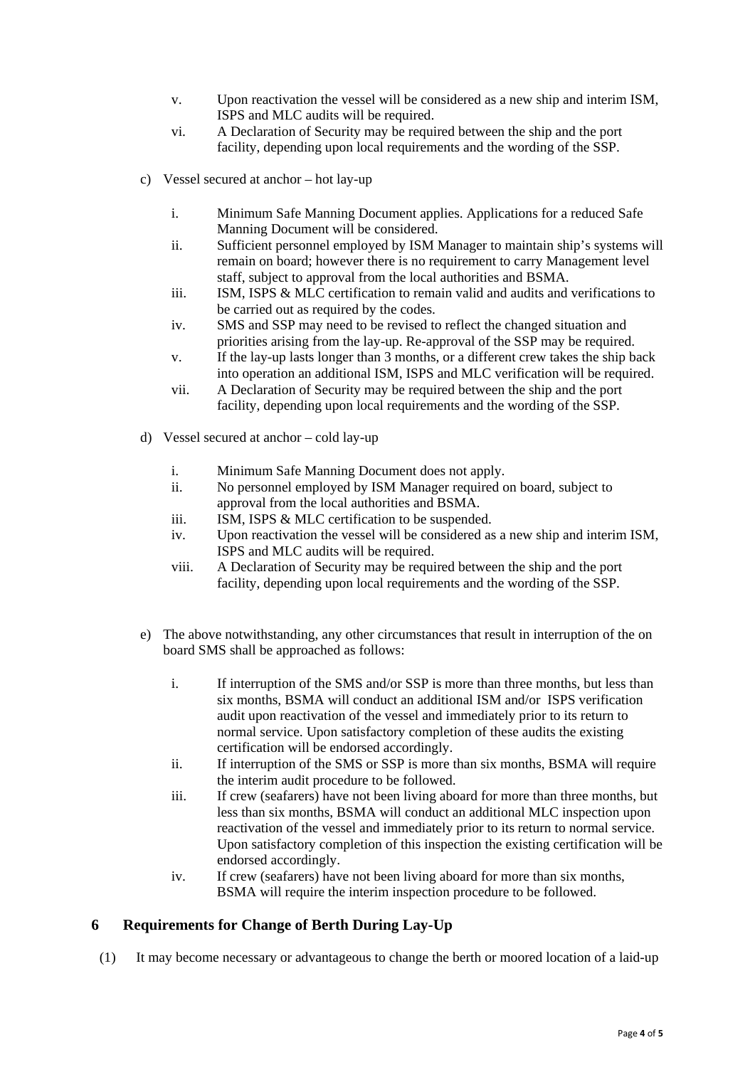v. Upon reactivation the vessel will be considered as a new ship and interim ISM, ISPS and MLC audits will be required.

vi. A Declaration of Security may be required between the ship and the port facility, depending upon local requirements and the wording of the SSP.

c) Vessel secured at anchor – hot lay-up

i. Minimum Safe Manning Document applies. Applications for a reduced Safe Manning Document will be considered.

ii. Sufficient personnel employed by ISM Manager to maintain ship's systems will remain on board; however there is no requirement to carry Management level staff, subject to approval from the local authorities and BSMA.

iii. ISM, ISPS & MLC certification to remain valid and audits and verifications to be carried out as required by the codes.

iv. SMS and SSP may need to be revised to reflect the changed situation and priorities arising from the lay-up. Re-approval of the SSP may be required.

v. If the lay-up lasts longer than 3 months, or a different crew takes the ship back into operation an additional ISM, ISPS and MLC verification will be required.

vii. A Declaration of Security may be required between the ship and the port facility, depending upon local requirements and the wording of the SSP.

d) Vessel secured at anchor – cold lay-up

i. Minimum Safe Manning Document does not apply.

ii. No personnel employed by ISM Manager required on board, subject to approval from the local authorities and BSMA.

iii. ISM, ISPS & MLC certification to be suspended.

iv. Upon reactivation the vessel will be considered as a new ship and interim ISM, ISPS and MLC audits will be required.

viii. A Declaration of Security may be required between the ship and the port facility, depending upon local requirements and the wording of the SSP.

e) The above notwithstanding, any other circumstances that result in interruption of the on board SMS shall be approached as follows:

i. If interruption of the SMS and/or SSP is more than three months, but less than six months, BSMA will conduct an additional ISM and/or ISPS verification audit upon reactivation of the vessel and immediately prior to its return to normal service. Upon satisfactory completion of these audits the existing certification will be endorsed accordingly.

ii. If interruption of the SMS or SSP is more than six months, BSMA will require the interim audit procedure to be followed.

iii. If crew (seafarers) have not been living aboard for more than three months, but less than six months, BSMA will conduct an additional MLC inspection upon reactivation of the vessel and immediately prior to its return to normal service. Upon satisfactory completion of this inspection the existing certification will be endorsed accordingly.

iv. If crew (seafarers) have not been living aboard for more than six months, BSMA will require the interim inspection procedure to be followed.

## 6 Requirements for Change of Berth During Lay-Up

(1) It may become necessary or advantageous to change the berth or moored location of a laid-up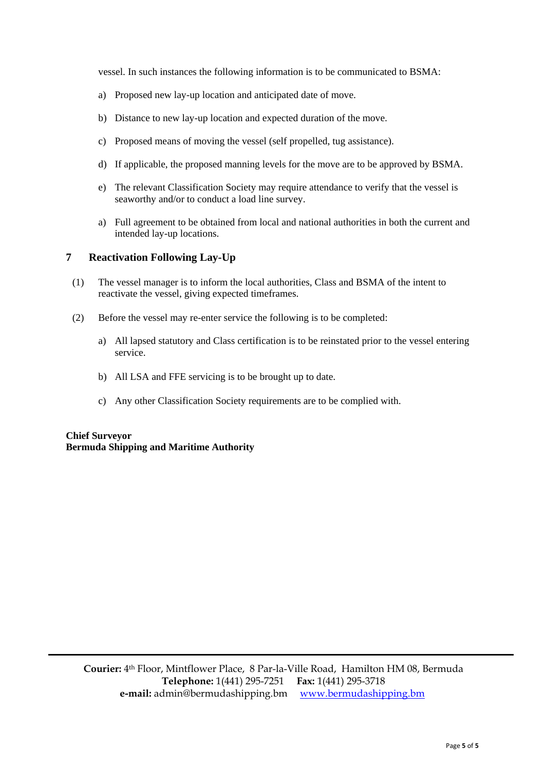vessel. In such instances the following information is to be communicated to BSMA:

a) Proposed new lay-up location and anticipated date of move.

b) Distance to new lay-up location and expected duration of the move.

c) Proposed means of moving the vessel (self propelled, tug assistance).

d) If applicable, the proposed manning levels for the move are to be approved by BSMA.

e) The relevant Classification Society may require attendance to verify that the vessel is seaworthy and/or to conduct a load line survey.

a) Full agreement to be obtained from local and national authorities in both the current and intended lay-up locations.

## 7 Reactivation Following Lay-Up

(1) The vessel manager is to inform the local authorities, Class and BSMA of the intent to reactivate the vessel, giving expected timeframes.

(2) Before the vessel may re-enter service the following is to be completed:

a) All lapsed statutory and Class certification is to be reinstated prior to the vessel entering service.

b) All LSA and FFE servicing is to be brought up to date.

c) Any other Classification Society requirements are to be complied with.

**Chief Surveyor**
**Bermuda Shipping and Maritime Authority**

**Courier:** 4th Floor, Mintflower Place, 8 Par-la-Ville Road, Hamilton HM 08, Bermuda
**Telephone:** 1(441) 295-7251 **Fax:** 1(441) 295-3718
**e-mail:** admin@bermudashipping.bm www.bermudashipping.bm